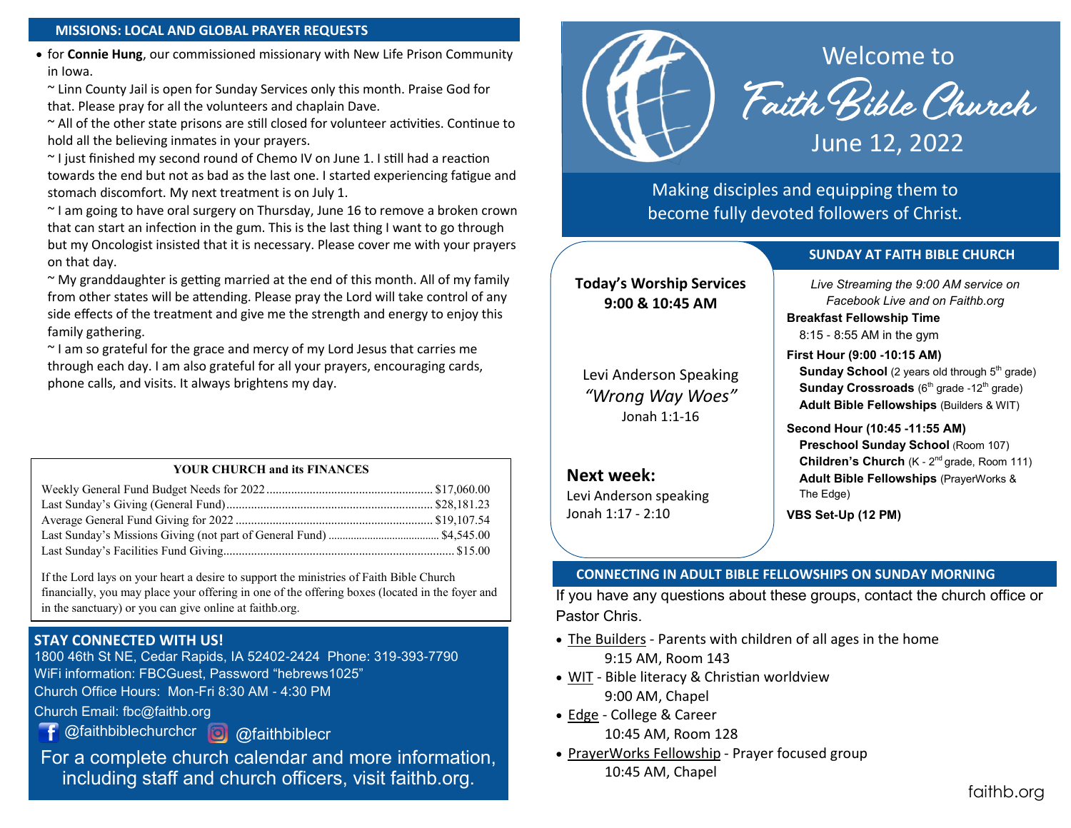## MISSIONS: LOCAL AND GLOBAL PRAYER REQUESTS

- for **Connie Hung**, our commissioned missionary with New Life Prison Community in Iowa.

  ~ Linn County Jail is open for Sunday Services only this month. Praise God for that. Please pray for all the volunteers and chaplain Dave.

  ~ All of the other state prisons are still closed for volunteer activities. Continue to hold all the believing inmates in your prayers.

  ~ I just finished my second round of Chemo IV on June 1. I still had a reaction towards the end but not as bad as the last one. I started experiencing fatigue and stomach discomfort. My next treatment is on July 1.

  ~ I am going to have oral surgery on Thursday, June 16 to remove a broken crown that can start an infection in the gum. This is the last thing I want to go through but my Oncologist insisted that it is necessary. Please cover me with your prayers on that day.

  ~ My granddaughter is getting married at the end of this month. All of my family from other states will be attending. Please pray the Lord will take control of any side effects of the treatment and give me the strength and energy to enjoy this family gathering.

  ~ I am so grateful for the grace and mercy of my Lord Jesus that carries me through each day. I am also grateful for all your prayers, encouraging cards, phone calls, and visits. It always brightens my day.

### YOUR CHURCH and its FINANCES

| | |
|---|---|
| Weekly General Fund Budget Needs for 2022 | $17,060.00 |
| Last Sunday's Giving (General Fund) | $28,181.23 |
| Average General Fund Giving for 2022 | $19,107.54 |
| Last Sunday's Missions Giving (not part of General Fund) | $4,545.00 |
| Last Sunday's Facilities Fund Giving | $15.00 |

If the Lord lays on your heart a desire to support the ministries of Faith Bible Church financially, you may place your offering in one of the offering boxes (located in the foyer and in the sanctuary) or you can give online at faithb.org.

## STAY CONNECTED WITH US!

1800 46th St NE, Cedar Rapids, IA 52402-2424 Phone: 319-393-7790

WiFi information: FBCGuest, Password "hebrews1025"

Church Office Hours: Mon-Fri 8:30 AM - 4:30 PM

Church Email: fbc@faithb.org

@faithbiblechurchcr @faithbiblecr

For a complete church calendar and more information, including staff and church officers, visit faithb.org.

# Welcome to Faith Bible Church

June 12, 2022

Making disciples and equipping them to become fully devoted followers of Christ.

**Today's Worship Services**
**9:00 & 10:45 AM**

Levi Anderson Speaking
*"Wrong Way Woes"*
Jonah 1:1-16

**Next week:**
Levi Anderson speaking
Jonah 1:17 - 2:10

## SUNDAY AT FAITH BIBLE CHURCH

*Live Streaming the 9:00 AM service on Facebook Live and on Faithb.org*

**Breakfast Fellowship Time**
8:15 - 8:55 AM in the gym

**First Hour (9:00 -10:15 AM)**
- **Sunday School** (2 years old through 5th grade)
- **Sunday Crossroads** (6th grade -12th grade)
- **Adult Bible Fellowships** (Builders & WIT)

**Second Hour (10:45 -11:55 AM)**
- **Preschool Sunday School** (Room 107)
- **Children's Church** (K - 2nd grade, Room 111)
- **Adult Bible Fellowships** (PrayerWorks & The Edge)

**VBS Set-Up (12 PM)**

## CONNECTING IN ADULT BIBLE FELLOWSHIPS ON SUNDAY MORNING

If you have any questions about these groups, contact the church office or Pastor Chris.

- The Builders - Parents with children of all ages in the home
  9:15 AM, Room 143
- WIT - Bible literacy & Christian worldview
  9:00 AM, Chapel
- Edge - College & Career
  10:45 AM, Room 128
- PrayerWorks Fellowship - Prayer focused group
  10:45 AM, Chapel

faithb.org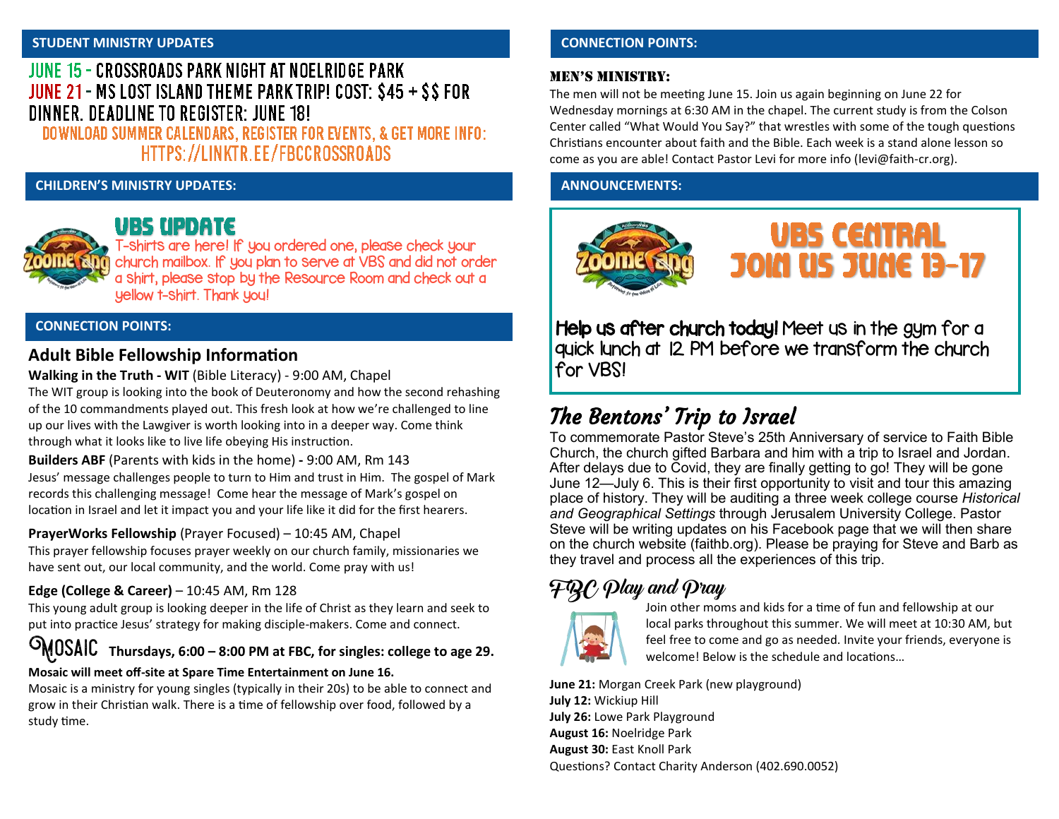## STUDENT MINISTRY UPDATES

JUNE 15 - CROSSROADS PARK NIGHT AT NOELRIDGE PARK
JUNE 21 - MS LOST ISLAND THEME PARK TRIP! COST: $45 + $$ FOR DINNER. DEADLINE TO REGISTER: JUNE 18!

DOWNLOAD SUMMER CALENDARS, REGISTER FOR EVENTS, & GET MORE INFO: HTTPS://LINKTR.EE/FBCCROSSROADS

## CHILDREN'S MINISTRY UPDATES:

### VBS UPDATE

T-shirts are here! If you ordered one, please check your church mailbox. If you plan to serve at VBS and did not order a shirt, please stop by the Resource Room and check out a yellow t-shirt. Thank you!

## CONNECTION POINTS:

### Adult Bible Fellowship Information

**Walking in the Truth - WIT** (Bible Literacy) - 9:00 AM, Chapel

The WIT group is looking into the book of Deuteronomy and how the second rehashing of the 10 commandments played out. This fresh look at how we're challenged to line up our lives with the Lawgiver is worth looking into in a deeper way. Come think through what it looks like to live life obeying His instruction.

**Builders ABF** (Parents with kids in the home) **-** 9:00 AM, Rm 143

Jesus' message challenges people to turn to Him and trust in Him. The gospel of Mark records this challenging message! Come hear the message of Mark's gospel on location in Israel and let it impact you and your life like it did for the first hearers.

**PrayerWorks Fellowship** (Prayer Focused) – 10:45 AM, Chapel

This prayer fellowship focuses prayer weekly on our church family, missionaries we have sent out, our local community, and the world. Come pray with us!

**Edge (College & Career)** – 10:45 AM, Rm 128

This young adult group is looking deeper in the life of Christ as they learn and seek to put into practice Jesus' strategy for making disciple-makers. Come and connect.

MOSAIC **Thursdays, 6:00 – 8:00 PM at FBC, for singles: college to age 29.**

**Mosaic will meet off-site at Spare Time Entertainment on June 16.**

Mosaic is a ministry for young singles (typically in their 20s) to be able to connect and grow in their Christian walk. There is a time of fellowship over food, followed by a study time.

## CONNECTION POINTS:

### MEN'S MINISTRY:

The men will not be meeting June 15. Join us again beginning on June 22 for Wednesday mornings at 6:30 AM in the chapel. The current study is from the Colson Center called "What Would You Say?" that wrestles with some of the tough questions Christians encounter about faith and the Bible. Each week is a stand alone lesson so come as you are able! Contact Pastor Levi for more info (levi@faith-cr.org).

## ANNOUNCEMENTS:

### VBS CENTRAL
### JOIN US JUNE 13-17

**Help us after church today!** Meet us in the gym for a quick lunch at 12 PM before we transform the church for VBS!

### *The Bentons' Trip to Israel*

To commemorate Pastor Steve's 25th Anniversary of service to Faith Bible Church, the church gifted Barbara and him with a trip to Israel and Jordan. After delays due to Covid, they are finally getting to go! They will be gone June 12—July 6. This is their first opportunity to visit and tour this amazing place of history. They will be auditing a three week college course *Historical and Geographical Settings* through Jerusalem University College. Pastor Steve will be writing updates on his Facebook page that we will then share on the church website (faithb.org). Please be praying for Steve and Barb as they travel and process all the experiences of this trip.

### *FBC Play and Pray*

Join other moms and kids for a time of fun and fellowship at our local parks throughout this summer. We will meet at 10:30 AM, but feel free to come and go as needed. Invite your friends, everyone is welcome! Below is the schedule and locations…

**June 21:** Morgan Creek Park (new playground)
**July 12:** Wickiup Hill
**July 26:** Lowe Park Playground
**August 16:** Noelridge Park
**August 30:** East Knoll Park
Questions? Contact Charity Anderson (402.690.0052)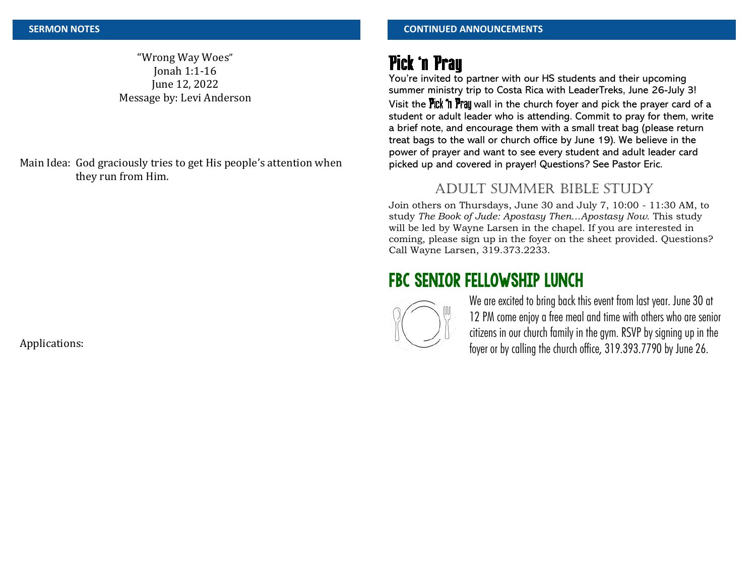## SERMON NOTES

“Wrong Way Woes”
Jonah 1:1-16
June 12, 2022
Message by: Levi Anderson

Main Idea: God graciously tries to get His people’s attention when they run from Him.

Applications:

## CONTINUED ANNOUNCEMENTS

# Pick ‘n Pray

You’re invited to partner with our HS students and their upcoming summer ministry trip to Costa Rica with LeaderTreks, June 26-July 3! Visit the Pick ‘n Pray wall in the church foyer and pick the prayer card of a student or adult leader who is attending. Commit to pray for them, write a brief note, and encourage them with a small treat bag (please return treat bags to the wall or church office by June 19). We believe in the power of prayer and want to see every student and adult leader card picked up and covered in prayer! Questions? See Pastor Eric.

## ADULT SUMMER BIBLE STUDY

Join others on Thursdays, June 30 and July 7, 10:00 - 11:30 AM, to study *The Book of Jude: Apostasy Then…Apostasy Now*. This study will be led by Wayne Larsen in the chapel. If you are interested in coming, please sign up in the foyer on the sheet provided. Questions? Call Wayne Larsen, 319.373.2233.

# FBC SENIOR FELLOWSHIP LUNCH

We are excited to bring back this event from last year. June 30 at 12 PM come enjoy a free meal and time with others who are senior citizens in our church family in the gym. RSVP by signing up in the foyer or by calling the church office, 319.393.7790 by June 26.